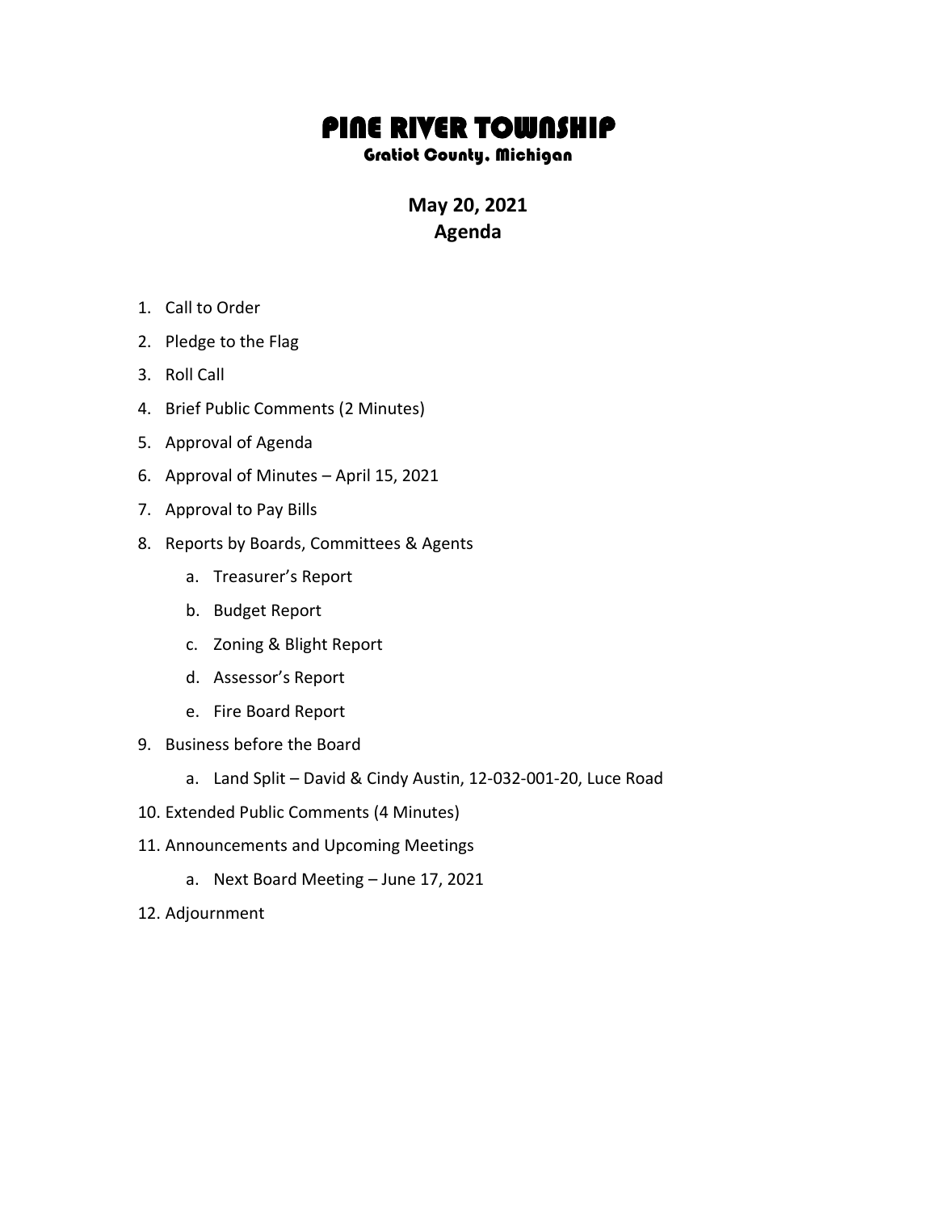# PINE RIVER TOWNSHIP

### Gratiot County, Michigan

## May 20, 2021
## Agenda

1. Call to Order
2. Pledge to the Flag
3. Roll Call
4. Brief Public Comments (2 Minutes)
5. Approval of Agenda
6. Approval of Minutes – April 15, 2021
7. Approval to Pay Bills
8. Reports by Boards, Committees & Agents
    a. Treasurer's Report
    b. Budget Report
    c. Zoning & Blight Report
    d. Assessor's Report
    e. Fire Board Report
9. Business before the Board
    a. Land Split – David & Cindy Austin, 12-032-001-20, Luce Road
10. Extended Public Comments (4 Minutes)
11. Announcements and Upcoming Meetings
    a. Next Board Meeting – June 17, 2021
12. Adjournment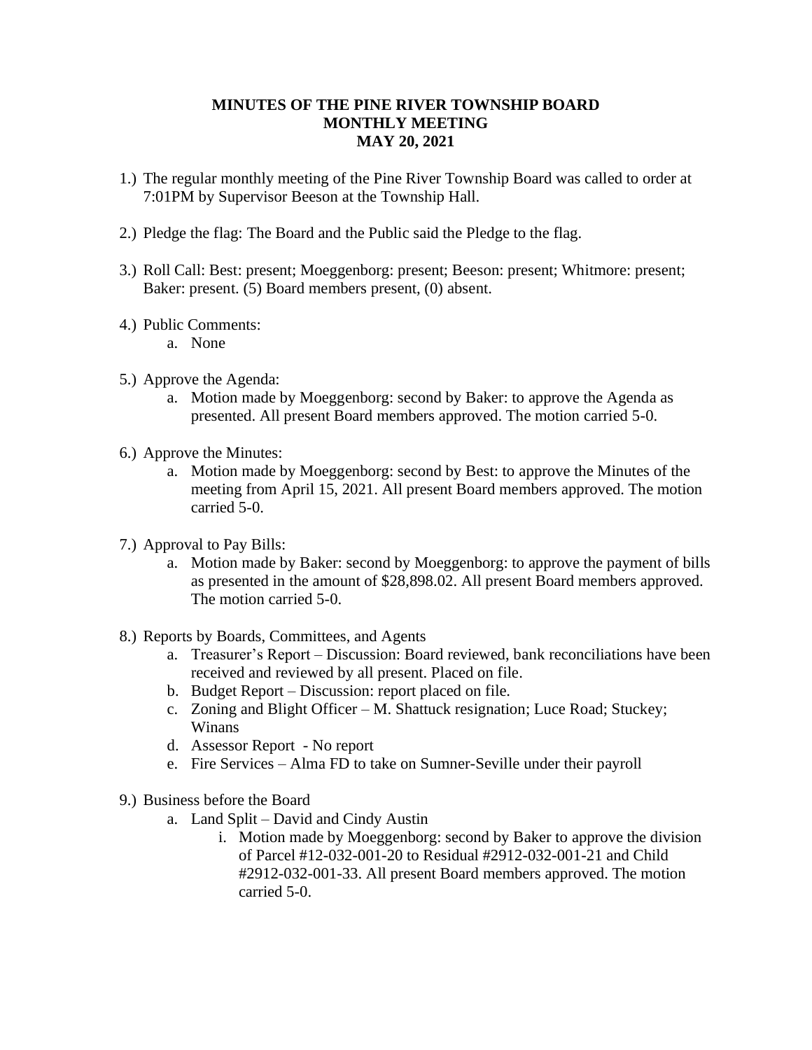**MINUTES OF THE PINE RIVER TOWNSHIP BOARD**
**MONTHLY MEETING**
**MAY 20, 2021**

1.) The regular monthly meeting of the Pine River Township Board was called to order at 7:01PM by Supervisor Beeson at the Township Hall.

2.) Pledge the flag: The Board and the Public said the Pledge to the flag.

3.) Roll Call: Best: present; Moeggenborg: present; Beeson: present; Whitmore: present; Baker: present. (5) Board members present, (0) absent.

4.) Public Comments:
   a. None

5.) Approve the Agenda:
   a. Motion made by Moeggenborg: second by Baker: to approve the Agenda as presented. All present Board members approved. The motion carried 5-0.

6.) Approve the Minutes:
   a. Motion made by Moeggenborg: second by Best: to approve the Minutes of the meeting from April 15, 2021. All present Board members approved. The motion carried 5-0.

7.) Approval to Pay Bills:
   a. Motion made by Baker: second by Moeggenborg: to approve the payment of bills as presented in the amount of $28,898.02. All present Board members approved. The motion carried 5-0.

8.) Reports by Boards, Committees, and Agents
   a. Treasurer's Report – Discussion: Board reviewed, bank reconciliations have been received and reviewed by all present. Placed on file.
   b. Budget Report – Discussion: report placed on file.
   c. Zoning and Blight Officer – M. Shattuck resignation; Luce Road; Stuckey; Winans
   d. Assessor Report - No report
   e. Fire Services – Alma FD to take on Sumner-Seville under their payroll

9.) Business before the Board
   a. Land Split – David and Cindy Austin
      i. Motion made by Moeggenborg: second by Baker to approve the division of Parcel #12-032-001-20 to Residual #2912-032-001-21 and Child #2912-032-001-33. All present Board members approved. The motion carried 5-0.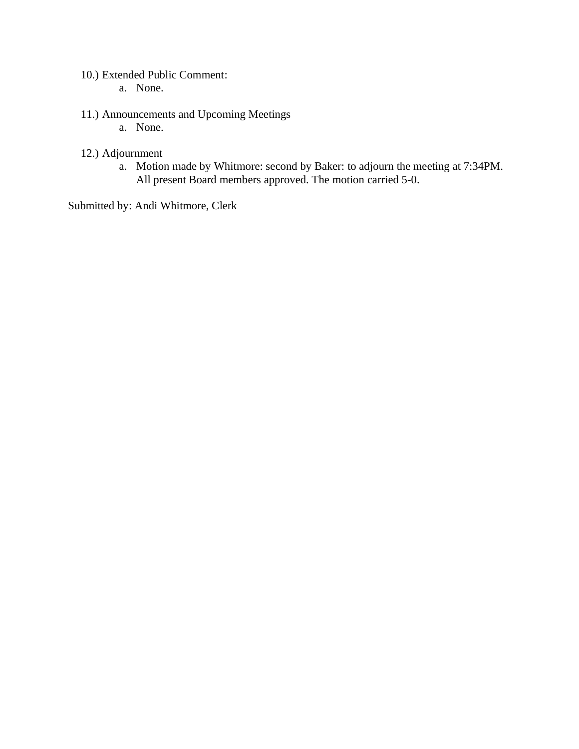10.) Extended Public Comment:

   a. None.

11.) Announcements and Upcoming Meetings

   a. None.

12.) Adjournment

   a. Motion made by Whitmore: second by Baker: to adjourn the meeting at 7:34PM. All present Board members approved. The motion carried 5-0.

Submitted by: Andi Whitmore, Clerk